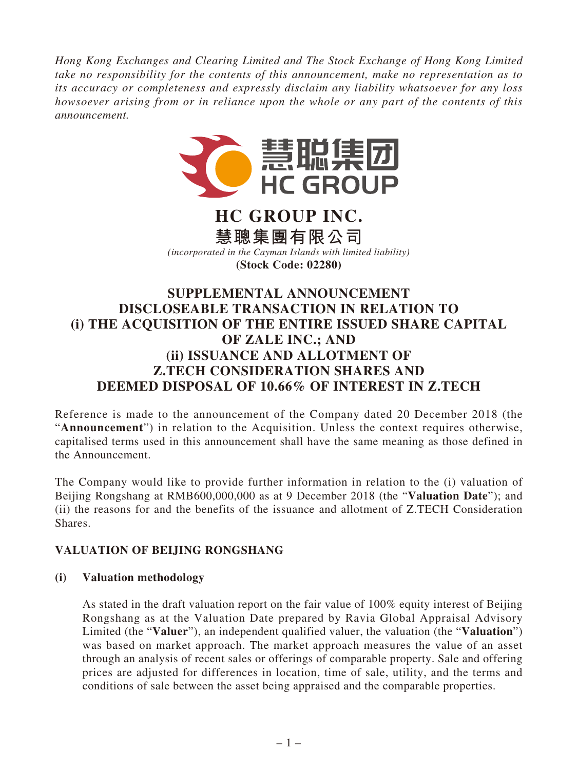*Hong Kong Exchanges and Clearing Limited and The Stock Exchange of Hong Kong Limited take no responsibility for the contents of this announcement, make no representation as to its accuracy or completeness and expressly disclaim any liability whatsoever for any loss howsoever arising from or in reliance upon the whole or any part of the contents of this announcement.*

慧聪集团
HC GROUP

# HC GROUP INC.
# 慧聰集團有限公司

*(incorporated in the Cayman Islands with limited liability)*

**(Stock Code: 02280)**

## SUPPLEMENTAL ANNOUNCEMENT DISCLOSEABLE TRANSACTION IN RELATION TO (i) THE ACQUISITION OF THE ENTIRE ISSUED SHARE CAPITAL OF ZALE INC.; AND (ii) ISSUANCE AND ALLOTMENT OF Z.TECH CONSIDERATION SHARES AND DEEMED DISPOSAL OF 10.66% OF INTEREST IN Z.TECH

Reference is made to the announcement of the Company dated 20 December 2018 (the "**Announcement**") in relation to the Acquisition. Unless the context requires otherwise, capitalised terms used in this announcement shall have the same meaning as those defined in the Announcement.

The Company would like to provide further information in relation to the (i) valuation of Beijing Rongshang at RMB600,000,000 as at 9 December 2018 (the "**Valuation Date**"); and (ii) the reasons for and the benefits of the issuance and allotment of Z.TECH Consideration Shares.

### VALUATION OF BEIJING RONGSHANG

#### (i) Valuation methodology

As stated in the draft valuation report on the fair value of 100% equity interest of Beijing Rongshang as at the Valuation Date prepared by Ravia Global Appraisal Advisory Limited (the "**Valuer**"), an independent qualified valuer, the valuation (the "**Valuation**") was based on market approach. The market approach measures the value of an asset through an analysis of recent sales or offerings of comparable property. Sale and offering prices are adjusted for differences in location, time of sale, utility, and the terms and conditions of sale between the asset being appraised and the comparable properties.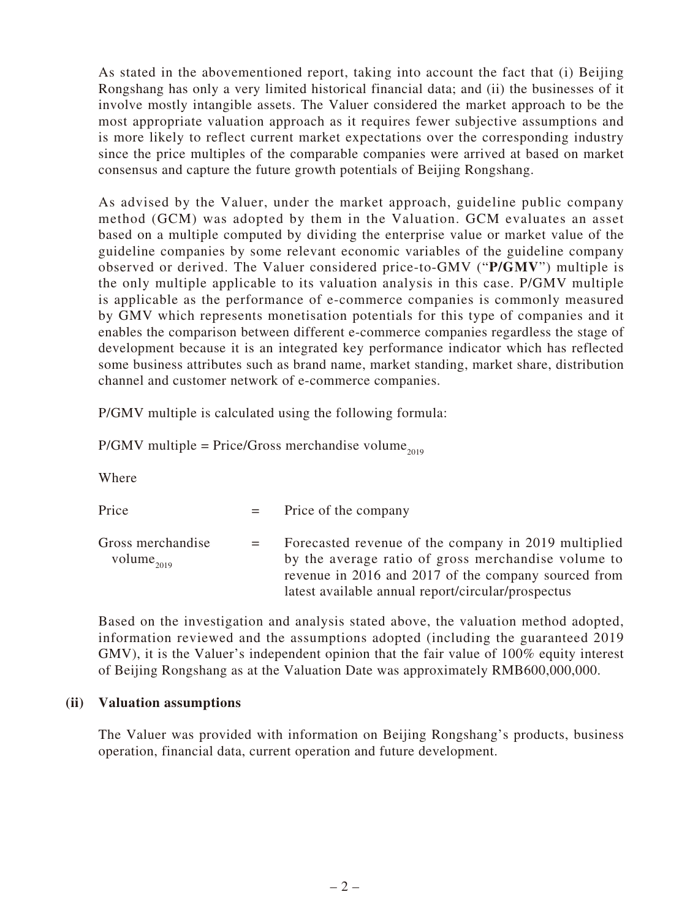As stated in the abovementioned report, taking into account the fact that (i) Beijing Rongshang has only a very limited historical financial data; and (ii) the businesses of it involve mostly intangible assets. The Valuer considered the market approach to be the most appropriate valuation approach as it requires fewer subjective assumptions and is more likely to reflect current market expectations over the corresponding industry since the price multiples of the comparable companies were arrived at based on market consensus and capture the future growth potentials of Beijing Rongshang.

As advised by the Valuer, under the market approach, guideline public company method (GCM) was adopted by them in the Valuation. GCM evaluates an asset based on a multiple computed by dividing the enterprise value or market value of the guideline companies by some relevant economic variables of the guideline company observed or derived. The Valuer considered price-to-GMV ("**P/GMV**") multiple is the only multiple applicable to its valuation analysis in this case. P/GMV multiple is applicable as the performance of e-commerce companies is commonly measured by GMV which represents monetisation potentials for this type of companies and it enables the comparison between different e-commerce companies regardless the stage of development because it is an integrated key performance indicator which has reflected some business attributes such as brand name, market standing, market share, distribution channel and customer network of e-commerce companies.

P/GMV multiple is calculated using the following formula:

P/GMV multiple = Price/Gross merchandise $\text{volume}_{2019}$

Where

| | | |
|---|---|---|
| Price | = | Price of the company |
| Gross merchandise $\text{volume}_{2019}$ | = | Forecasted revenue of the company in 2019 multiplied by the average ratio of gross merchandise volume to revenue in 2016 and 2017 of the company sourced from latest available annual report/circular/prospectus |

Based on the investigation and analysis stated above, the valuation method adopted, information reviewed and the assumptions adopted (including the guaranteed 2019 GMV), it is the Valuer's independent opinion that the fair value of 100% equity interest of Beijing Rongshang as at the Valuation Date was approximately RMB600,000,000.

**(ii) Valuation assumptions**

The Valuer was provided with information on Beijing Rongshang's products, business operation, financial data, current operation and future development.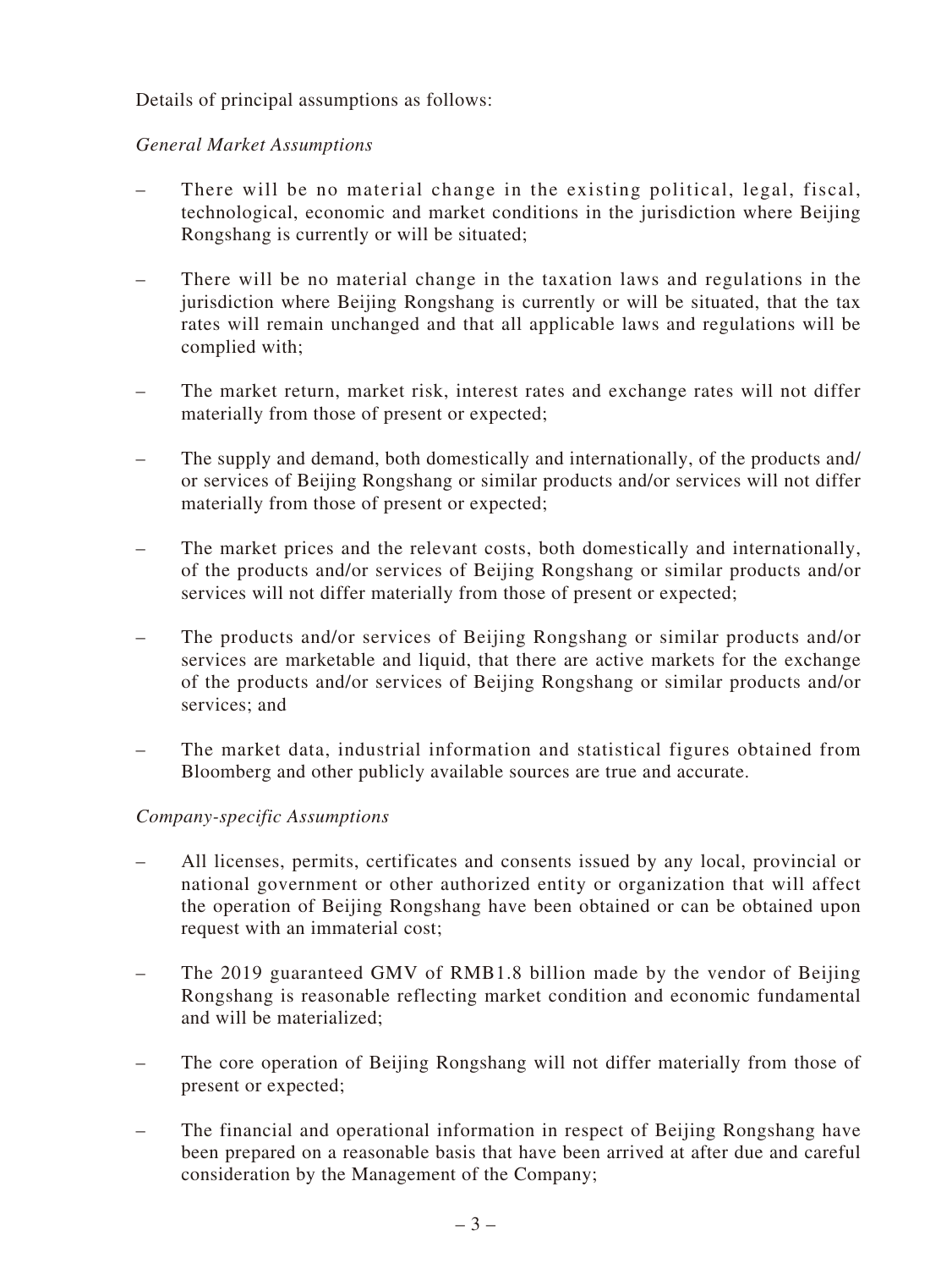Details of principal assumptions as follows:

*General Market Assumptions*

- There will be no material change in the existing political, legal, fiscal, technological, economic and market conditions in the jurisdiction where Beijing Rongshang is currently or will be situated;
- There will be no material change in the taxation laws and regulations in the jurisdiction where Beijing Rongshang is currently or will be situated, that the tax rates will remain unchanged and that all applicable laws and regulations will be complied with;
- The market return, market risk, interest rates and exchange rates will not differ materially from those of present or expected;
- The supply and demand, both domestically and internationally, of the products and/or services of Beijing Rongshang or similar products and/or services will not differ materially from those of present or expected;
- The market prices and the relevant costs, both domestically and internationally, of the products and/or services of Beijing Rongshang or similar products and/or services will not differ materially from those of present or expected;
- The products and/or services of Beijing Rongshang or similar products and/or services are marketable and liquid, that there are active markets for the exchange of the products and/or services of Beijing Rongshang or similar products and/or services; and
- The market data, industrial information and statistical figures obtained from Bloomberg and other publicly available sources are true and accurate.

*Company-specific Assumptions*

- All licenses, permits, certificates and consents issued by any local, provincial or national government or other authorized entity or organization that will affect the operation of Beijing Rongshang have been obtained or can be obtained upon request with an immaterial cost;
- The 2019 guaranteed GMV of RMB1.8 billion made by the vendor of Beijing Rongshang is reasonable reflecting market condition and economic fundamental and will be materialized;
- The core operation of Beijing Rongshang will not differ materially from those of present or expected;
- The financial and operational information in respect of Beijing Rongshang have been prepared on a reasonable basis that have been arrived at after due and careful consideration by the Management of the Company;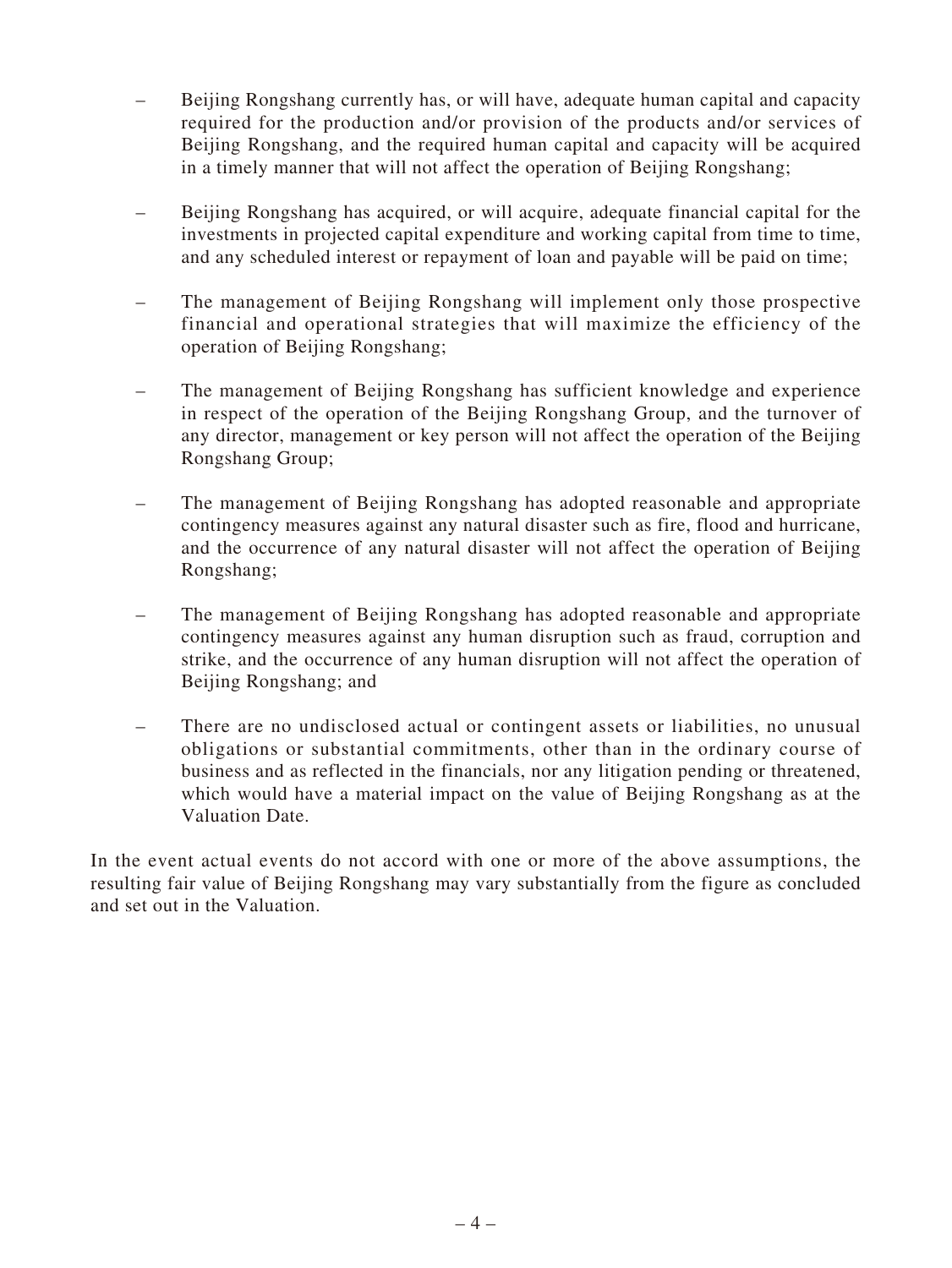- Beijing Rongshang currently has, or will have, adequate human capital and capacity required for the production and/or provision of the products and/or services of Beijing Rongshang, and the required human capital and capacity will be acquired in a timely manner that will not affect the operation of Beijing Rongshang;

- Beijing Rongshang has acquired, or will acquire, adequate financial capital for the investments in projected capital expenditure and working capital from time to time, and any scheduled interest or repayment of loan and payable will be paid on time;

- The management of Beijing Rongshang will implement only those prospective financial and operational strategies that will maximize the efficiency of the operation of Beijing Rongshang;

- The management of Beijing Rongshang has sufficient knowledge and experience in respect of the operation of the Beijing Rongshang Group, and the turnover of any director, management or key person will not affect the operation of the Beijing Rongshang Group;

- The management of Beijing Rongshang has adopted reasonable and appropriate contingency measures against any natural disaster such as fire, flood and hurricane, and the occurrence of any natural disaster will not affect the operation of Beijing Rongshang;

- The management of Beijing Rongshang has adopted reasonable and appropriate contingency measures against any human disruption such as fraud, corruption and strike, and the occurrence of any human disruption will not affect the operation of Beijing Rongshang; and

- There are no undisclosed actual or contingent assets or liabilities, no unusual obligations or substantial commitments, other than in the ordinary course of business and as reflected in the financials, nor any litigation pending or threatened, which would have a material impact on the value of Beijing Rongshang as at the Valuation Date.

In the event actual events do not accord with one or more of the above assumptions, the resulting fair value of Beijing Rongshang may vary substantially from the figure as concluded and set out in the Valuation.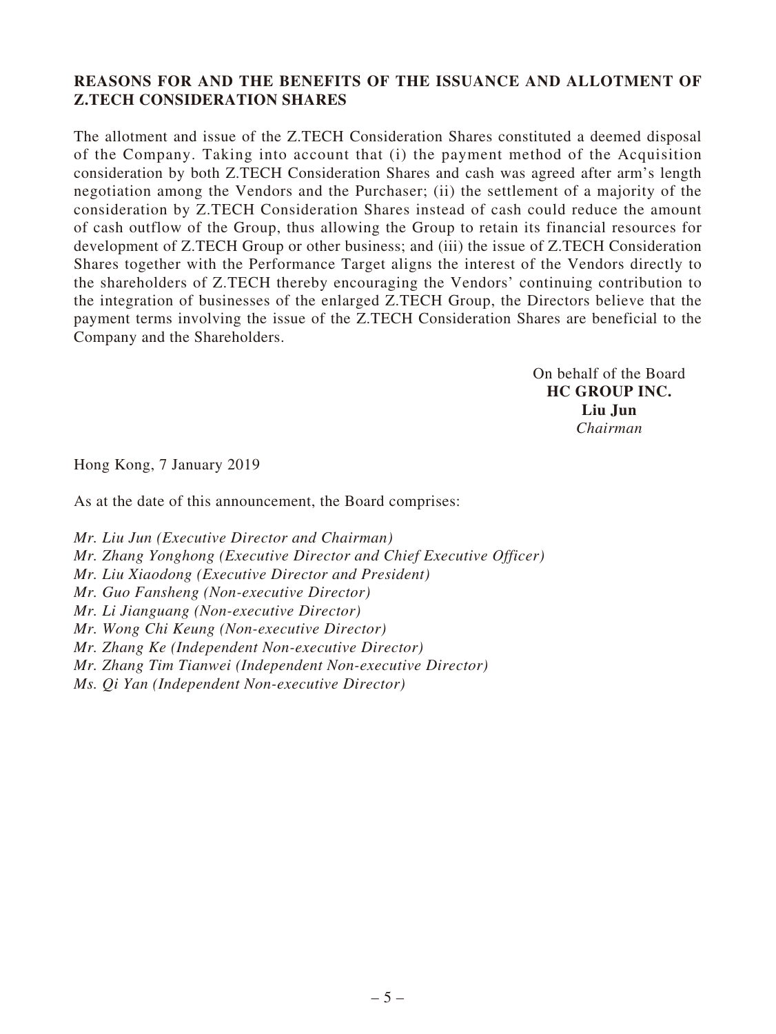**REASONS FOR AND THE BENEFITS OF THE ISSUANCE AND ALLOTMENT OF Z.TECH CONSIDERATION SHARES**

The allotment and issue of the Z.TECH Consideration Shares constituted a deemed disposal of the Company. Taking into account that (i) the payment method of the Acquisition consideration by both Z.TECH Consideration Shares and cash was agreed after arm's length negotiation among the Vendors and the Purchaser; (ii) the settlement of a majority of the consideration by Z.TECH Consideration Shares instead of cash could reduce the amount of cash outflow of the Group, thus allowing the Group to retain its financial resources for development of Z.TECH Group or other business; and (iii) the issue of Z.TECH Consideration Shares together with the Performance Target aligns the interest of the Vendors directly to the shareholders of Z.TECH thereby encouraging the Vendors' continuing contribution to the integration of businesses of the enlarged Z.TECH Group, the Directors believe that the payment terms involving the issue of the Z.TECH Consideration Shares are beneficial to the Company and the Shareholders.

On behalf of the Board
**HC GROUP INC.**
**Liu Jun**
*Chairman*

Hong Kong, 7 January 2019

As at the date of this announcement, the Board comprises:

*Mr. Liu Jun (Executive Director and Chairman)*
*Mr. Zhang Yonghong (Executive Director and Chief Executive Officer)*
*Mr. Liu Xiaodong (Executive Director and President)*
*Mr. Guo Fansheng (Non-executive Director)*
*Mr. Li Jianguang (Non-executive Director)*
*Mr. Wong Chi Keung (Non-executive Director)*
*Mr. Zhang Ke (Independent Non-executive Director)*
*Mr. Zhang Tim Tianwei (Independent Non-executive Director)*
*Ms. Qi Yan (Independent Non-executive Director)*